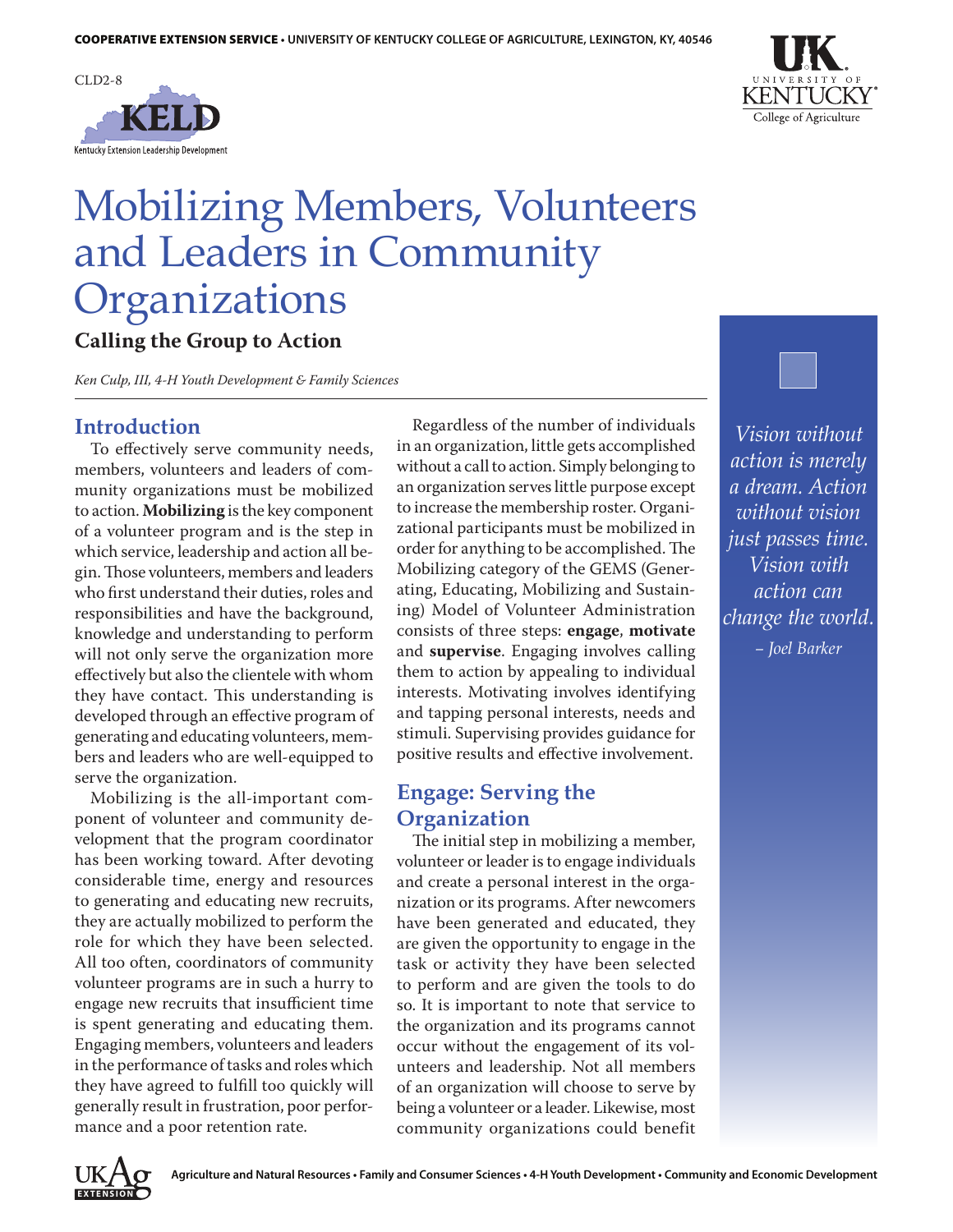CLD2-8

# Mobilizing Members, Volunteers and Leaders in Community Organizations

## Calling the Group to Action

*Ken Culp, III, 4-H Youth Development & Family Sciences*

## Introduction

To effectively serve community needs, members, volunteers and leaders of community organizations must be mobilized to action. **Mobilizing** is the key component of a volunteer program and is the step in which service, leadership and action all begin. Those volunteers, members and leaders who first understand their duties, roles and responsibilities and have the background, knowledge and understanding to perform will not only serve the organization more effectively but also the clientele with whom they have contact. This understanding is developed through an effective program of generating and educating volunteers, members and leaders who are well-equipped to serve the organization.

Mobilizing is the all-important component of volunteer and community development that the program coordinator has been working toward. After devoting considerable time, energy and resources to generating and educating new recruits, they are actually mobilized to perform the role for which they have been selected. All too often, coordinators of community volunteer programs are in such a hurry to engage new recruits that insufficient time is spent generating and educating them. Engaging members, volunteers and leaders in the performance of tasks and roles which they have agreed to fulfill too quickly will generally result in frustration, poor performance and a poor retention rate.

Regardless of the number of individuals in an organization, little gets accomplished without a call to action. Simply belonging to an organization serves little purpose except to increase the membership roster. Organizational participants must be mobilized in order for anything to be accomplished. The Mobilizing category of the GEMS (Generating, Educating, Mobilizing and Sustaining) Model of Volunteer Administration consists of three steps: **engage**, **motivate** and **supervise**. Engaging involves calling them to action by appealing to individual interests. Motivating involves identifying and tapping personal interests, needs and stimuli. Supervising provides guidance for positive results and effective involvement.

## Engage: Serving the Organization

The initial step in mobilizing a member, volunteer or leader is to engage individuals and create a personal interest in the organization or its programs. After newcomers have been generated and educated, they are given the opportunity to engage in the task or activity they have been selected to perform and are given the tools to do so. It is important to note that service to the organization and its programs cannot occur without the engagement of its volunteers and leadership. Not all members of an organization will choose to serve by being a volunteer or a leader. Likewise, most community organizations could benefit

*Vision without action is merely a dream. Action without vision just passes time. Vision with action can change the world.*
*– Joel Barker*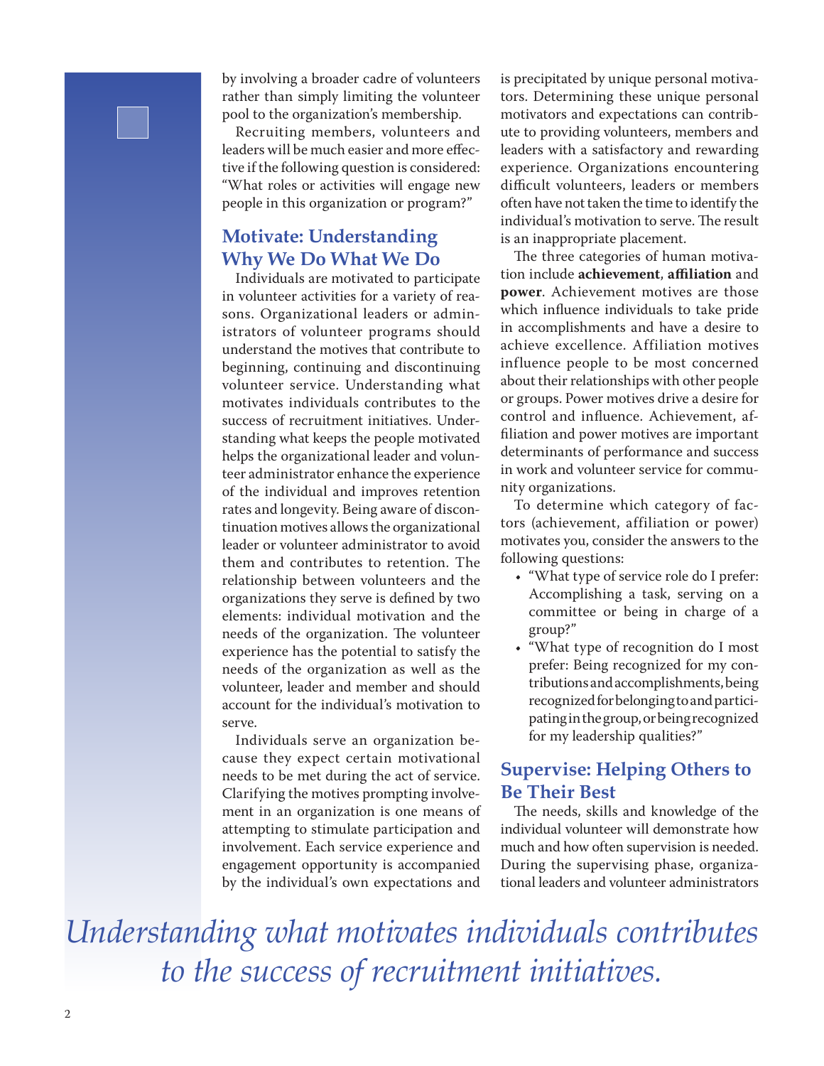by involving a broader cadre of volunteers rather than simply limiting the volunteer pool to the organization's membership.

Recruiting members, volunteers and leaders will be much easier and more effective if the following question is considered: "What roles or activities will engage new people in this organization or program?"

## Motivate: Understanding Why We Do What We Do

Individuals are motivated to participate in volunteer activities for a variety of reasons. Organizational leaders or administrators of volunteer programs should understand the motives that contribute to beginning, continuing and discontinuing volunteer service. Understanding what motivates individuals contributes to the success of recruitment initiatives. Understanding what keeps the people motivated helps the organizational leader and volunteer administrator enhance the experience of the individual and improves retention rates and longevity. Being aware of discontinuation motives allows the organizational leader or volunteer administrator to avoid them and contributes to retention. The relationship between volunteers and the organizations they serve is defined by two elements: individual motivation and the needs of the organization. The volunteer experience has the potential to satisfy the needs of the organization as well as the volunteer, leader and member and should account for the individual's motivation to serve.

Individuals serve an organization because they expect certain motivational needs to be met during the act of service. Clarifying the motives prompting involvement in an organization is one means of attempting to stimulate participation and involvement. Each service experience and engagement opportunity is accompanied by the individual's own expectations and is precipitated by unique personal motivators. Determining these unique personal motivators and expectations can contribute to providing volunteers, members and leaders with a satisfactory and rewarding experience. Organizations encountering difficult volunteers, leaders or members often have not taken the time to identify the individual's motivation to serve. The result is an inappropriate placement.

The three categories of human motivation include **achievement**, **affiliation** and **power**. Achievement motives are those which influence individuals to take pride in accomplishments and have a desire to achieve excellence. Affiliation motives influence people to be most concerned about their relationships with other people or groups. Power motives drive a desire for control and influence. Achievement, affiliation and power motives are important determinants of performance and success in work and volunteer service for community organizations.

To determine which category of factors (achievement, affiliation or power) motivates you, consider the answers to the following questions:

- "What type of service role do I prefer: Accomplishing a task, serving on a committee or being in charge of a group?"
- "What type of recognition do I most prefer: Being recognized for my contributions and accomplishments, being recognized for belonging to and participating in the group, or being recognized for my leadership qualities?"

## Supervise: Helping Others to Be Their Best

The needs, skills and knowledge of the individual volunteer will demonstrate how much and how often supervision is needed. During the supervising phase, organizational leaders and volunteer administrators

*Understanding what motivates individuals contributes to the success of recruitment initiatives.*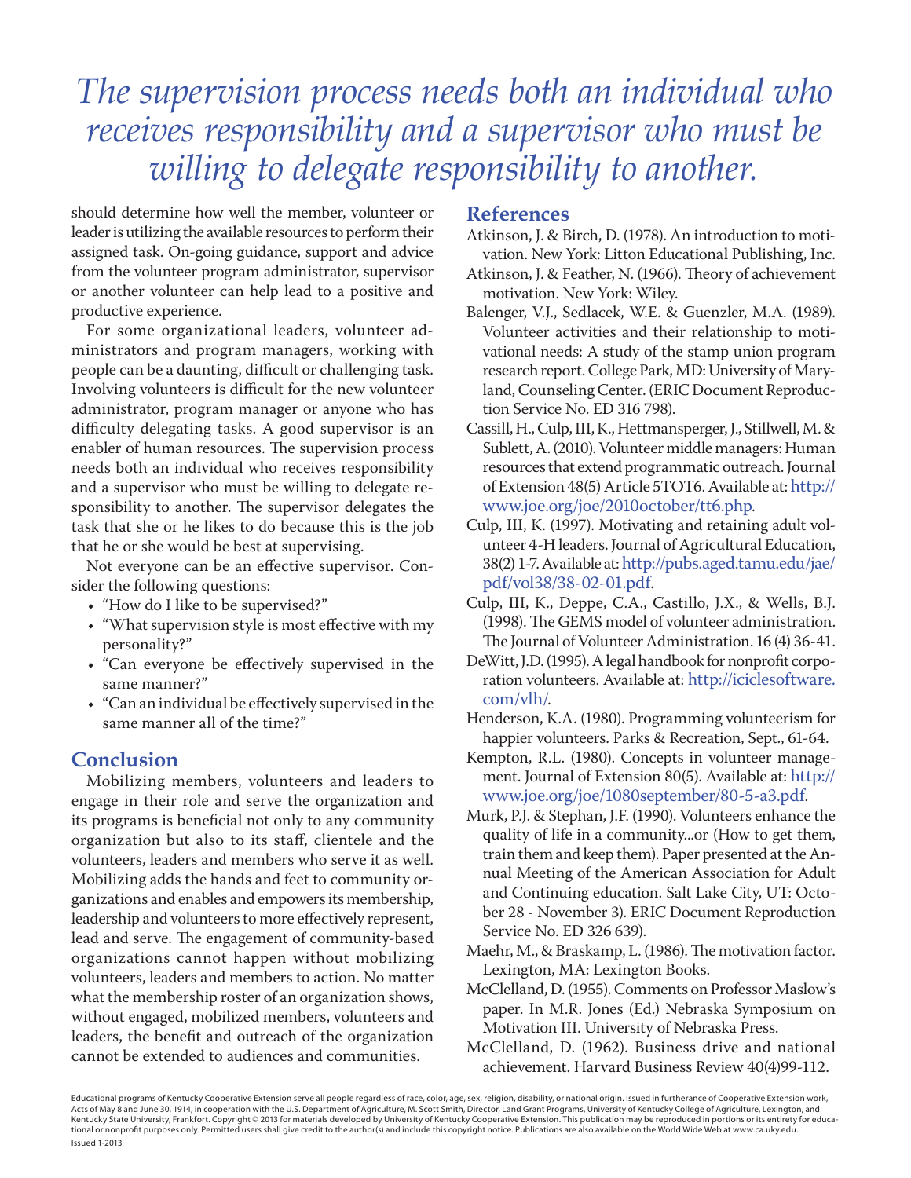*The supervision process needs both an individual who receives responsibility and a supervisor who must be willing to delegate responsibility to another.*

should determine how well the member, volunteer or leader is utilizing the available resources to perform their assigned task. On-going guidance, support and advice from the volunteer program administrator, supervisor or another volunteer can help lead to a positive and productive experience.

For some organizational leaders, volunteer administrators and program managers, working with people can be a daunting, difficult or challenging task. Involving volunteers is difficult for the new volunteer administrator, program manager or anyone who has difficulty delegating tasks. A good supervisor is an enabler of human resources. The supervision process needs both an individual who receives responsibility and a supervisor who must be willing to delegate responsibility to another. The supervisor delegates the task that she or he likes to do because this is the job that he or she would be best at supervising.

Not everyone can be an effective supervisor. Consider the following questions:

- "How do I like to be supervised?"
- "What supervision style is most effective with my personality?"
- "Can everyone be effectively supervised in the same manner?"
- "Can an individual be effectively supervised in the same manner all of the time?"

## Conclusion

Mobilizing members, volunteers and leaders to engage in their role and serve the organization and its programs is beneficial not only to any community organization but also to its staff, clientele and the volunteers, leaders and members who serve it as well. Mobilizing adds the hands and feet to community organizations and enables and empowers its membership, leadership and volunteers to more effectively represent, lead and serve. The engagement of community-based organizations cannot happen without mobilizing volunteers, leaders and members to action. No matter what the membership roster of an organization shows, without engaged, mobilized members, volunteers and leaders, the benefit and outreach of the organization cannot be extended to audiences and communities.

## References

Atkinson, J. & Birch, D. (1978). An introduction to motivation. New York: Litton Educational Publishing, Inc.

Atkinson, J. & Feather, N. (1966). Theory of achievement motivation. New York: Wiley.

Balenger, V.J., Sedlacek, W.E. & Guenzler, M.A. (1989). Volunteer activities and their relationship to motivational needs: A study of the stamp union program research report. College Park, MD: University of Maryland, Counseling Center. (ERIC Document Reproduction Service No. ED 316 798).

Cassill, H., Culp, III, K., Hettmansperger, J., Stillwell, M. & Sublett, A. (2010). Volunteer middle managers: Human resources that extend programmatic outreach. Journal of Extension 48(5) Article 5TOT6. Available at: http://www.joe.org/joe/2010october/tt6.php.

Culp, III, K. (1997). Motivating and retaining adult volunteer 4-H leaders. Journal of Agricultural Education, 38(2) 1-7. Available at: http://pubs.aged.tamu.edu/jae/pdf/vol38/38-02-01.pdf.

Culp, III, K., Deppe, C.A., Castillo, J.X., & Wells, B.J. (1998). The GEMS model of volunteer administration. The Journal of Volunteer Administration. 16 (4) 36-41.

DeWitt, J.D. (1995). A legal handbook for nonprofit corporation volunteers. Available at: http://iciclesoftware.com/vlh/.

Henderson, K.A. (1980). Programming volunteerism for happier volunteers. Parks & Recreation, Sept., 61-64.

Kempton, R.L. (1980). Concepts in volunteer management. Journal of Extension 80(5). Available at: http://www.joe.org/joe/1080september/80-5-a3.pdf.

Murk, P.J. & Stephan, J.F. (1990). Volunteers enhance the quality of life in a community...or (How to get them, train them and keep them). Paper presented at the Annual Meeting of the American Association for Adult and Continuing education. Salt Lake City, UT: October 28 - November 3). ERIC Document Reproduction Service No. ED 326 639).

Maehr, M., & Braskamp, L. (1986). The motivation factor. Lexington, MA: Lexington Books.

McClelland, D. (1955). Comments on Professor Maslow's paper. In M.R. Jones (Ed.) Nebraska Symposium on Motivation III. University of Nebraska Press.

McClelland, D. (1962). Business drive and national achievement. Harvard Business Review 40(4)99-112.

Educational programs of Kentucky Cooperative Extension serve all people regardless of race, color, age, sex, religion, disability, or national origin. Issued in furtherance of Cooperative Extension work, Acts of May 8 and June 30, 1914, in cooperation with the U.S. Department of Agriculture, M. Scott Smith, Director, Land Grant Programs, University of Kentucky College of Agriculture, Lexington, and Kentucky State University, Frankfort. Copyright © 2013 for materials developed by University of Kentucky Cooperative Extension. This publication may be reproduced in portions or its entirety for educational or nonprofit purposes only. Permitted users shall give credit to the author(s) and include this copyright notice. Publications are also available on the World Wide Web at www.ca.uky.edu.
Issued 1-2013